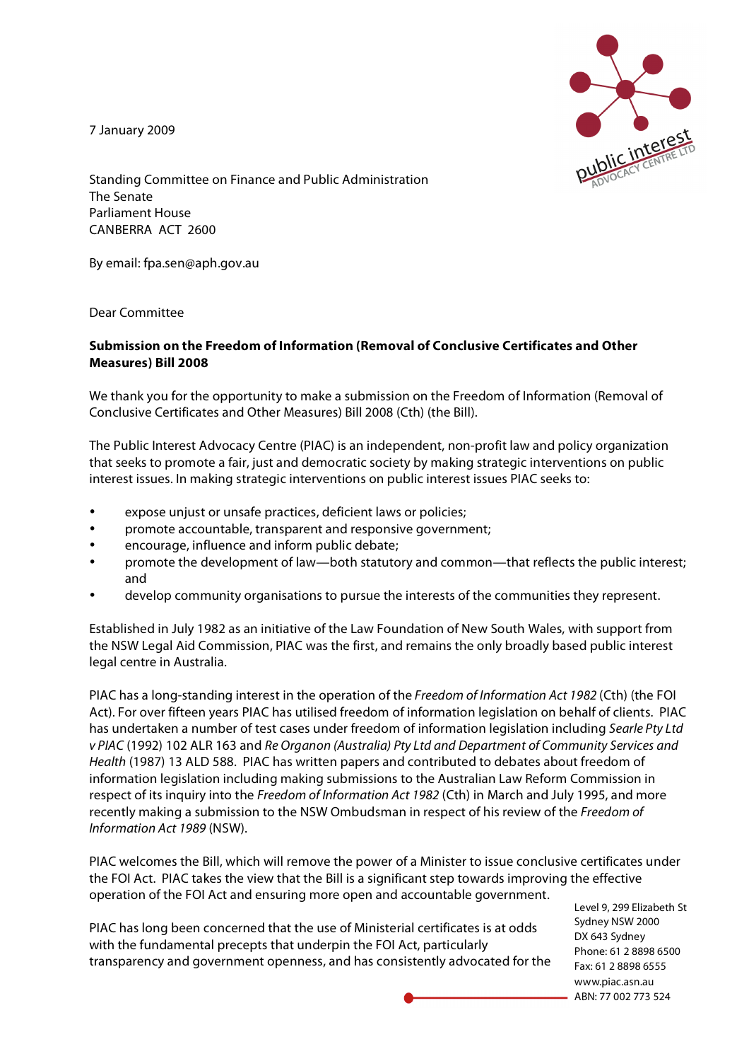7 January 2009

Standing Committee on Finance and Public Administration
The Senate
Parliament House
CANBERRA ACT 2600

By email: fpa.sen@aph.gov.au

Dear Committee

**Submission on the Freedom of Information (Removal of Conclusive Certificates and Other Measures) Bill 2008**

We thank you for the opportunity to make a submission on the Freedom of Information (Removal of Conclusive Certificates and Other Measures) Bill 2008 (Cth) (the Bill).

The Public Interest Advocacy Centre (PIAC) is an independent, non-profit law and policy organization that seeks to promote a fair, just and democratic society by making strategic interventions on public interest issues. In making strategic interventions on public interest issues PIAC seeks to:

- expose unjust or unsafe practices, deficient laws or policies;
- promote accountable, transparent and responsive government;
- encourage, influence and inform public debate;
- promote the development of law—both statutory and common—that reflects the public interest; and
- develop community organisations to pursue the interests of the communities they represent.

Established in July 1982 as an initiative of the Law Foundation of New South Wales, with support from the NSW Legal Aid Commission, PIAC was the first, and remains the only broadly based public interest legal centre in Australia.

PIAC has a long-standing interest in the operation of the *Freedom of Information Act 1982* (Cth) (the FOI Act). For over fifteen years PIAC has utilised freedom of information legislation on behalf of clients. PIAC has undertaken a number of test cases under freedom of information legislation including *Searle Pty Ltd v PIAC* (1992) 102 ALR 163 and *Re Organon (Australia) Pty Ltd and Department of Community Services and Health* (1987) 13 ALD 588. PIAC has written papers and contributed to debates about freedom of information legislation including making submissions to the Australian Law Reform Commission in respect of its inquiry into the *Freedom of Information Act 1982* (Cth) in March and July 1995, and more recently making a submission to the NSW Ombudsman in respect of his review of the *Freedom of Information Act 1989* (NSW).

PIAC welcomes the Bill, which will remove the power of a Minister to issue conclusive certificates under the FOI Act. PIAC takes the view that the Bill is a significant step towards improving the effective operation of the FOI Act and ensuring more open and accountable government.

PIAC has long been concerned that the use of Ministerial certificates is at odds with the fundamental precepts that underpin the FOI Act, particularly transparency and government openness, and has consistently advocated for the

Level 9, 299 Elizabeth St
Sydney NSW 2000
DX 643 Sydney
Phone: 61 2 8898 6500
Fax: 61 2 8898 6555
www.piac.asn.au
ABN: 77 002 773 524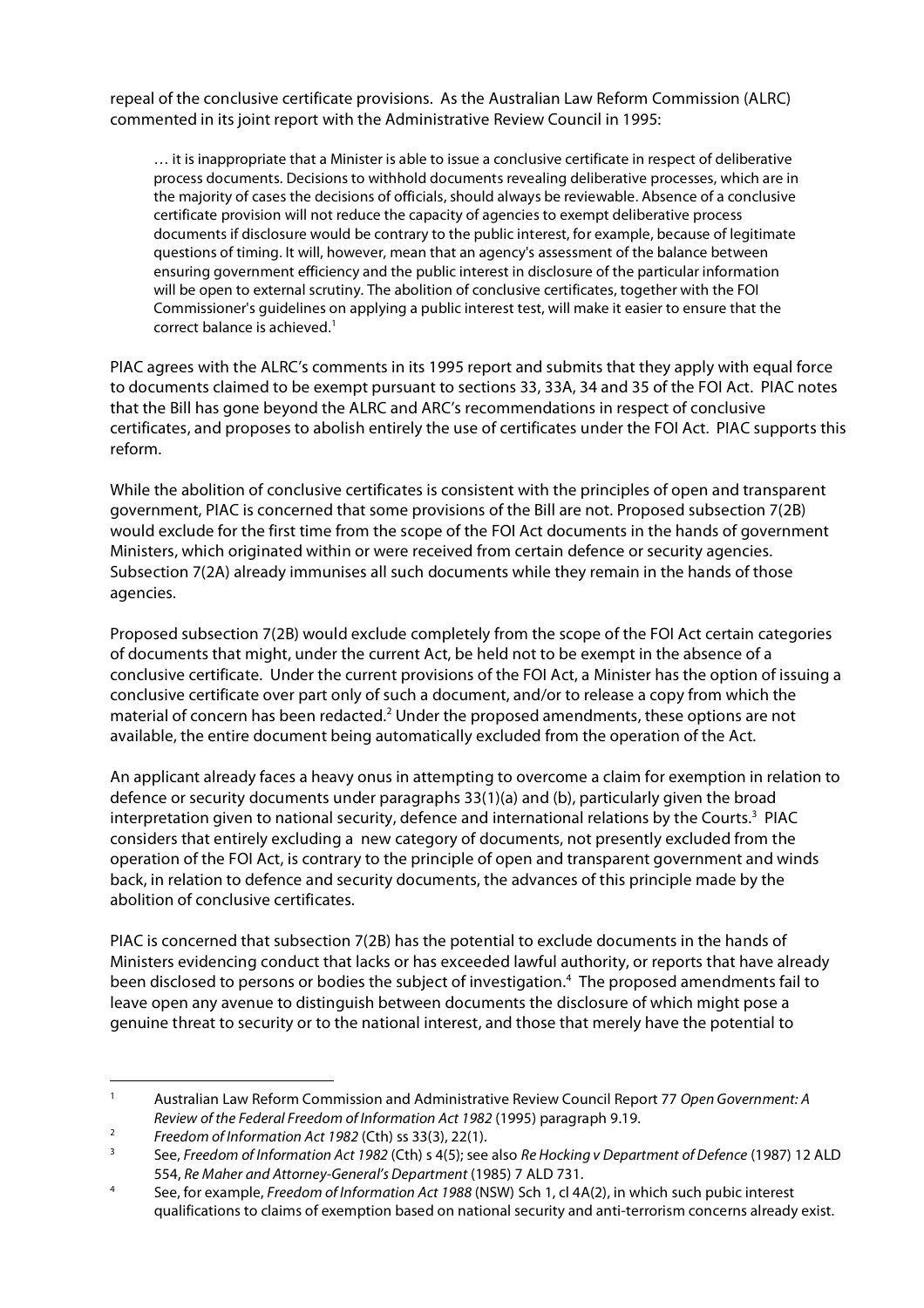repeal of the conclusive certificate provisions. As the Australian Law Reform Commission (ALRC) commented in its joint report with the Administrative Review Council in 1995:

> … it is inappropriate that a Minister is able to issue a conclusive certificate in respect of deliberative process documents. Decisions to withhold documents revealing deliberative processes, which are in the majority of cases the decisions of officials, should always be reviewable. Absence of a conclusive certificate provision will not reduce the capacity of agencies to exempt deliberative process documents if disclosure would be contrary to the public interest, for example, because of legitimate questions of timing. It will, however, mean that an agency's assessment of the balance between ensuring government efficiency and the public interest in disclosure of the particular information will be open to external scrutiny. The abolition of conclusive certificates, together with the FOI Commissioner's guidelines on applying a public interest test, will make it easier to ensure that the correct balance is achieved.[1]

PIAC agrees with the ALRC's comments in its 1995 report and submits that they apply with equal force to documents claimed to be exempt pursuant to sections 33, 33A, 34 and 35 of the FOI Act. PIAC notes that the Bill has gone beyond the ALRC and ARC's recommendations in respect of conclusive certificates, and proposes to abolish entirely the use of certificates under the FOI Act. PIAC supports this reform.

While the abolition of conclusive certificates is consistent with the principles of open and transparent government, PIAC is concerned that some provisions of the Bill are not. Proposed subsection 7(2B) would exclude for the first time from the scope of the FOI Act documents in the hands of government Ministers, which originated within or were received from certain defence or security agencies. Subsection 7(2A) already immunises all such documents while they remain in the hands of those agencies.

Proposed subsection 7(2B) would exclude completely from the scope of the FOI Act certain categories of documents that might, under the current Act, be held not to be exempt in the absence of a conclusive certificate. Under the current provisions of the FOI Act, a Minister has the option of issuing a conclusive certificate over part only of such a document, and/or to release a copy from which the material of concern has been redacted.[2] Under the proposed amendments, these options are not available, the entire document being automatically excluded from the operation of the Act.

An applicant already faces a heavy onus in attempting to overcome a claim for exemption in relation to defence or security documents under paragraphs 33(1)(a) and (b), particularly given the broad interpretation given to national security, defence and international relations by the Courts.[3] PIAC considers that entirely excluding a new category of documents, not presently excluded from the operation of the FOI Act, is contrary to the principle of open and transparent government and winds back, in relation to defence and security documents, the advances of this principle made by the abolition of conclusive certificates.

PIAC is concerned that subsection 7(2B) has the potential to exclude documents in the hands of Ministers evidencing conduct that lacks or has exceeded lawful authority, or reports that have already been disclosed to persons or bodies the subject of investigation.[4] The proposed amendments fail to leave open any avenue to distinguish between documents the disclosure of which might pose a genuine threat to security or to the national interest, and those that merely have the potential to

---

1. Australian Law Reform Commission and Administrative Review Council Report 77 *Open Government: A Review of the Federal Freedom of Information Act 1982* (1995) paragraph 9.19.
2. *Freedom of Information Act 1982* (Cth) ss 33(3), 22(1).
3. See, *Freedom of Information Act 1982* (Cth) s 4(5); see also *Re Hocking v Department of Defence* (1987) 12 ALD 554, *Re Maher and Attorney-General's Department* (1985) 7 ALD 731.
4. See, for example, *Freedom of Information Act 1988* (NSW) Sch 1, cl 4A(2), in which such pubic interest qualifications to claims of exemption based on national security and anti-terrorism concerns already exist.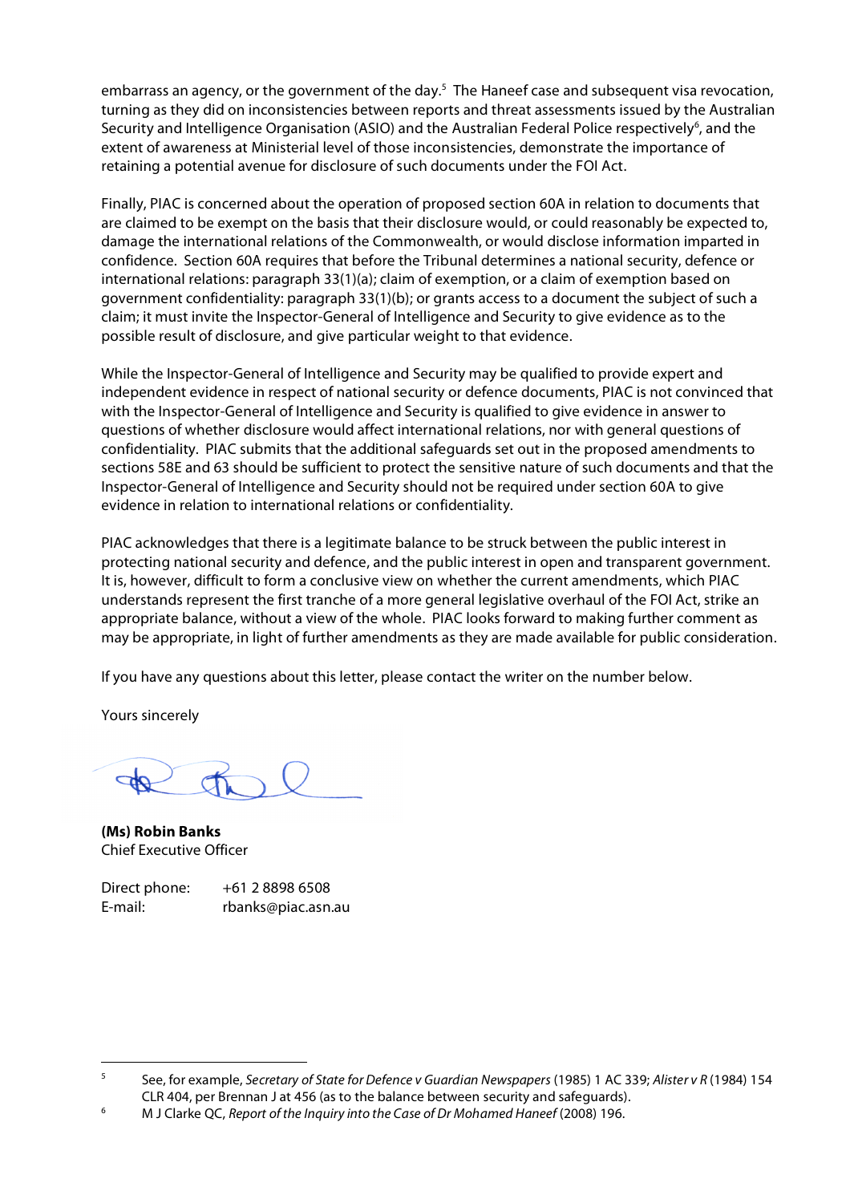embarrass an agency, or the government of the day.[5] The Haneef case and subsequent visa revocation, turning as they did on inconsistencies between reports and threat assessments issued by the Australian Security and Intelligence Organisation (ASIO) and the Australian Federal Police respectively[6], and the extent of awareness at Ministerial level of those inconsistencies, demonstrate the importance of retaining a potential avenue for disclosure of such documents under the FOI Act.

Finally, PIAC is concerned about the operation of proposed section 60A in relation to documents that are claimed to be exempt on the basis that their disclosure would, or could reasonably be expected to, damage the international relations of the Commonwealth, or would disclose information imparted in confidence. Section 60A requires that before the Tribunal determines a national security, defence or international relations: paragraph 33(1)(a); claim of exemption, or a claim of exemption based on government confidentiality: paragraph 33(1)(b); or grants access to a document the subject of such a claim; it must invite the Inspector-General of Intelligence and Security to give evidence as to the possible result of disclosure, and give particular weight to that evidence.

While the Inspector-General of Intelligence and Security may be qualified to provide expert and independent evidence in respect of national security or defence documents, PIAC is not convinced that with the Inspector-General of Intelligence and Security is qualified to give evidence in answer to questions of whether disclosure would affect international relations, nor with general questions of confidentiality. PIAC submits that the additional safeguards set out in the proposed amendments to sections 58E and 63 should be sufficient to protect the sensitive nature of such documents and that the Inspector-General of Intelligence and Security should not be required under section 60A to give evidence in relation to international relations or confidentiality.

PIAC acknowledges that there is a legitimate balance to be struck between the public interest in protecting national security and defence, and the public interest in open and transparent government. It is, however, difficult to form a conclusive view on whether the current amendments, which PIAC understands represent the first tranche of a more general legislative overhaul of the FOI Act, strike an appropriate balance, without a view of the whole. PIAC looks forward to making further comment as may be appropriate, in light of further amendments as they are made available for public consideration.

If you have any questions about this letter, please contact the writer on the number below.

Yours sincerely

**(Ms) Robin Banks**
Chief Executive Officer

Direct phone: +61 2 8898 6508
E-mail: rbanks@piac.asn.au

---

[5] See, for example, *Secretary of State for Defence v Guardian Newspapers* (1985) 1 AC 339; *Alister v R* (1984) 154 CLR 404, per Brennan J at 456 (as to the balance between security and safeguards).

[6] M J Clarke QC, *Report of the Inquiry into the Case of Dr Mohamed Haneef* (2008) 196.